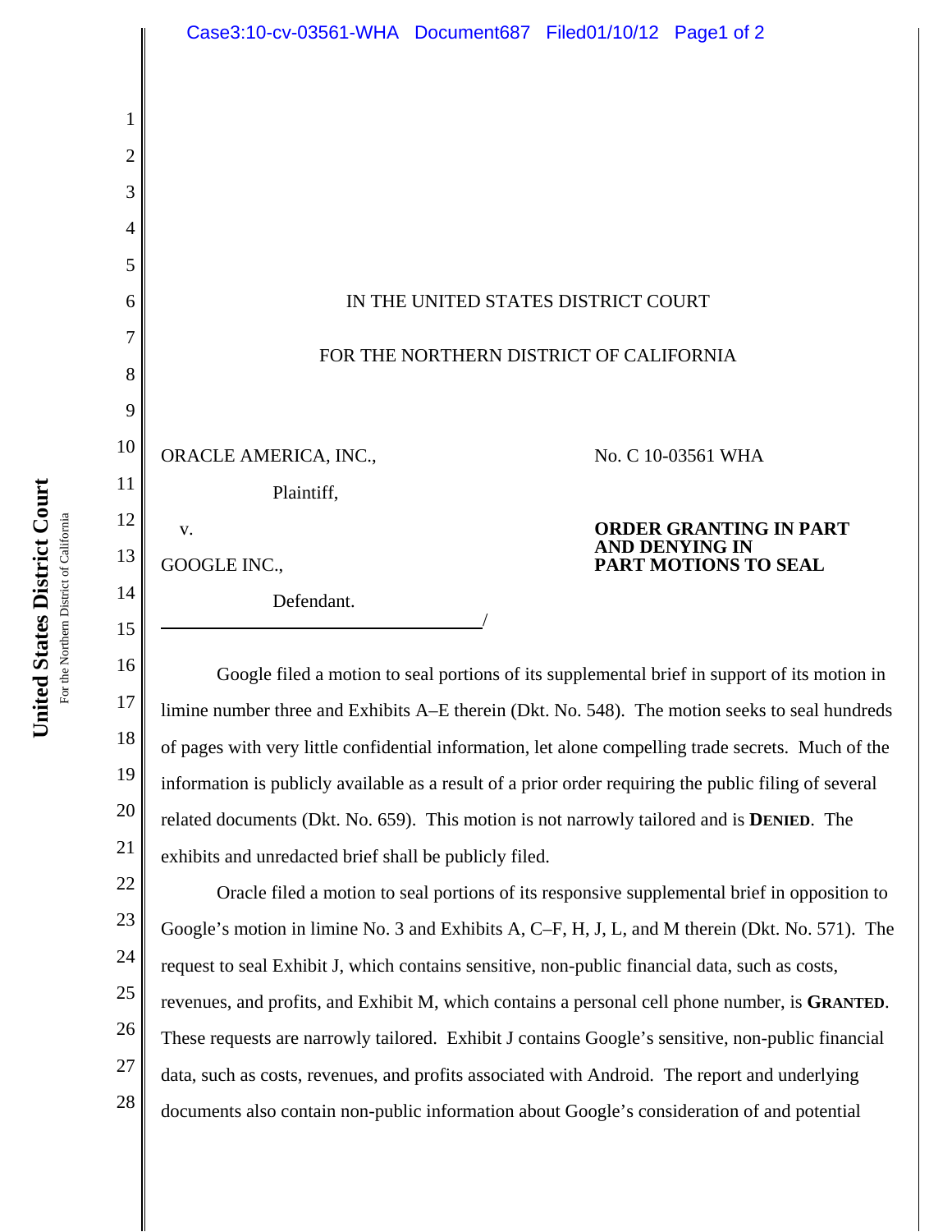IN THE UNITED STATES DISTRICT COURT

FOR THE NORTHERN DISTRICT OF CALIFORNIA

ORACLE AMERICA, INC.,

Plaintiff,

v.

GOOGLE INC.,

Defendant.

No. C 10-03561 WHA

**ORDER GRANTING IN PART AND DENYING IN PART MOTIONS TO SEAL**

Google filed a motion to seal portions of its supplemental brief in support of its motion in limine number three and Exhibits A–E therein (Dkt. No. 548). The motion seeks to seal hundreds of pages with very little confidential information, let alone compelling trade secrets. Much of the information is publicly available as a result of a prior order requiring the public filing of several related documents (Dkt. No. 659). This motion is not narrowly tailored and is **DENIED**. The exhibits and unredacted brief shall be publicly filed.

Oracle filed a motion to seal portions of its responsive supplemental brief in opposition to Google's motion in limine No. 3 and Exhibits A, C–F, H, J, L, and M therein (Dkt. No. 571). The request to seal Exhibit J, which contains sensitive, non-public financial data, such as costs, revenues, and profits, and Exhibit M, which contains a personal cell phone number, is **GRANTED**. These requests are narrowly tailored. Exhibit J contains Google's sensitive, non-public financial data, such as costs, revenues, and profits associated with Android. The report and underlying documents also contain non-public information about Google's consideration of and potential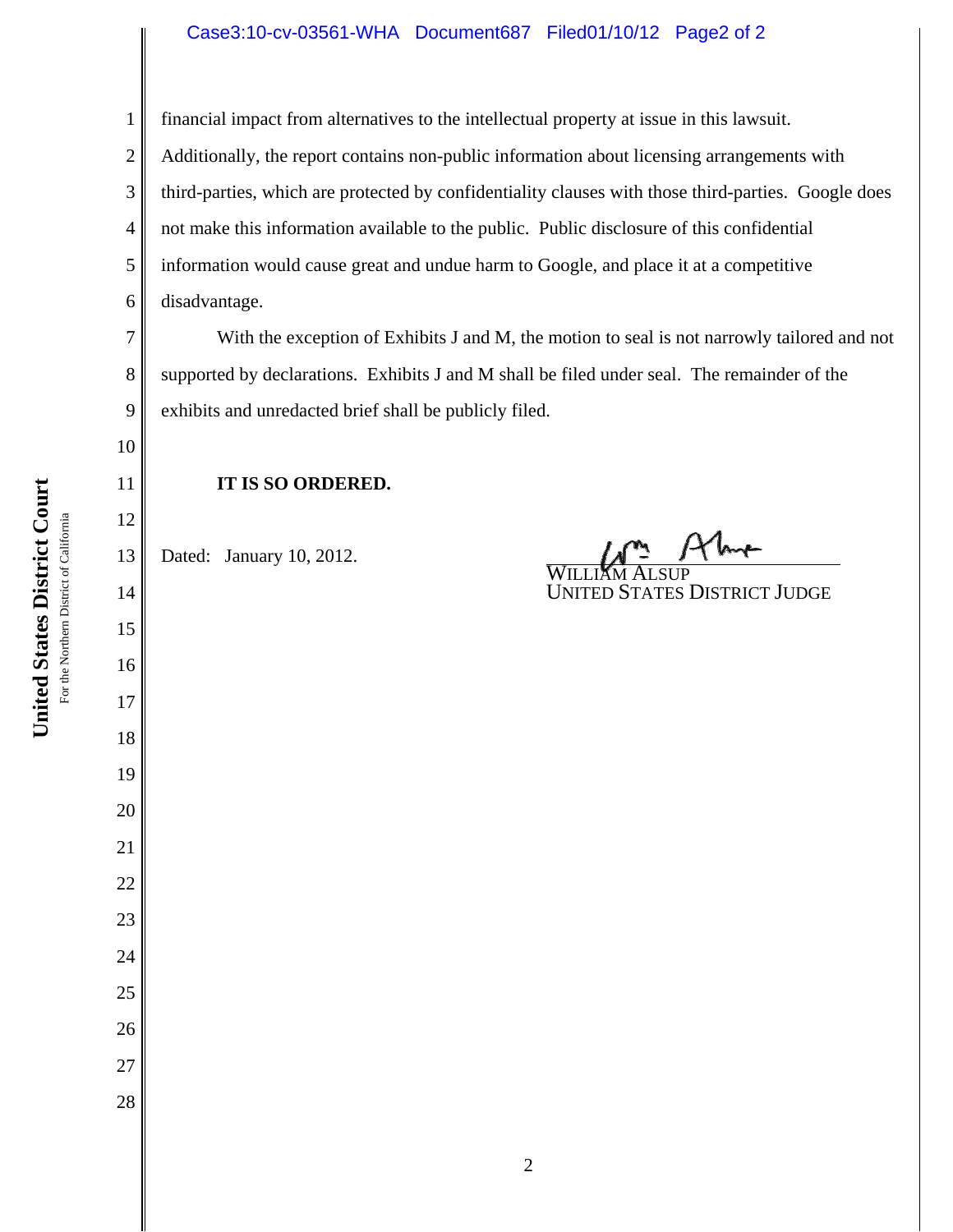financial impact from alternatives to the intellectual property at issue in this lawsuit. Additionally, the report contains non-public information about licensing arrangements with third-parties, which are protected by confidentiality clauses with those third-parties. Google does not make this information available to the public. Public disclosure of this confidential information would cause great and undue harm to Google, and place it at a competitive disadvantage.

With the exception of Exhibits J and M, the motion to seal is not narrowly tailored and not supported by declarations. Exhibits J and M shall be filed under seal. The remainder of the exhibits and unredacted brief shall be publicly filed.

**IT IS SO ORDERED.**

Dated: January 10, 2012.

WILLIAM ALSUP
UNITED STATES DISTRICT JUDGE